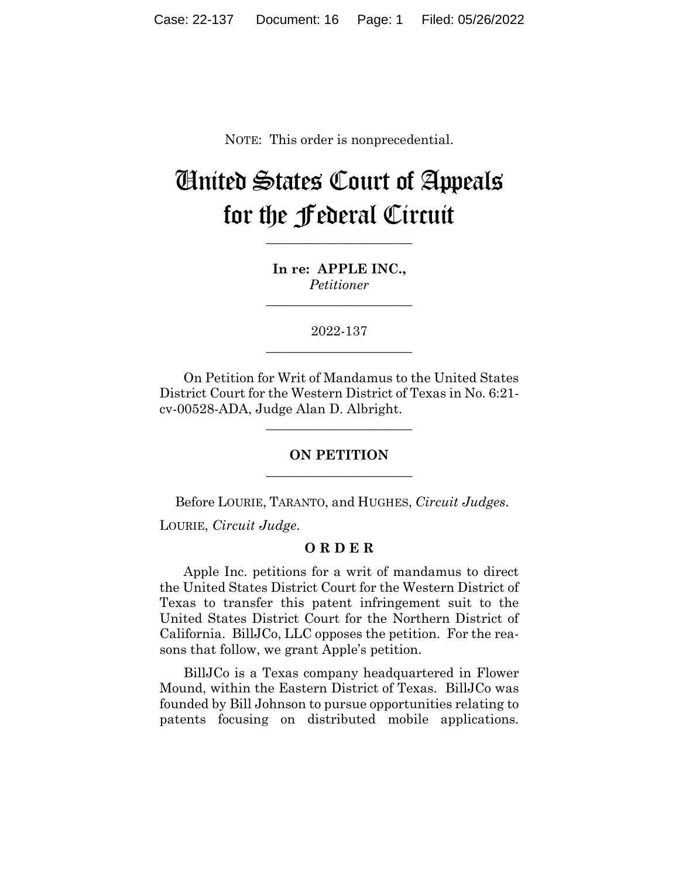NOTE: This order is nonprecedential.

# United States Court of Appeals for the Federal Circuit

---

**In re: APPLE INC.,**
*Petitioner*

---

2022-137

---

On Petition for Writ of Mandamus to the United States District Court for the Western District of Texas in No. 6:21-cv-00528-ADA, Judge Alan D. Albright.

---

**ON PETITION**

---

Before LOURIE, TARANTO, and HUGHES, *Circuit Judges*.

LOURIE, *Circuit Judge*.

**O R D E R**

Apple Inc. petitions for a writ of mandamus to direct the United States District Court for the Western District of Texas to transfer this patent infringement suit to the United States District Court for the Northern District of California. BillJCo, LLC opposes the petition. For the reasons that follow, we grant Apple's petition.

BillJCo is a Texas company headquartered in Flower Mound, within the Eastern District of Texas. BillJCo was founded by Bill Johnson to pursue opportunities relating to patents focusing on distributed mobile applications.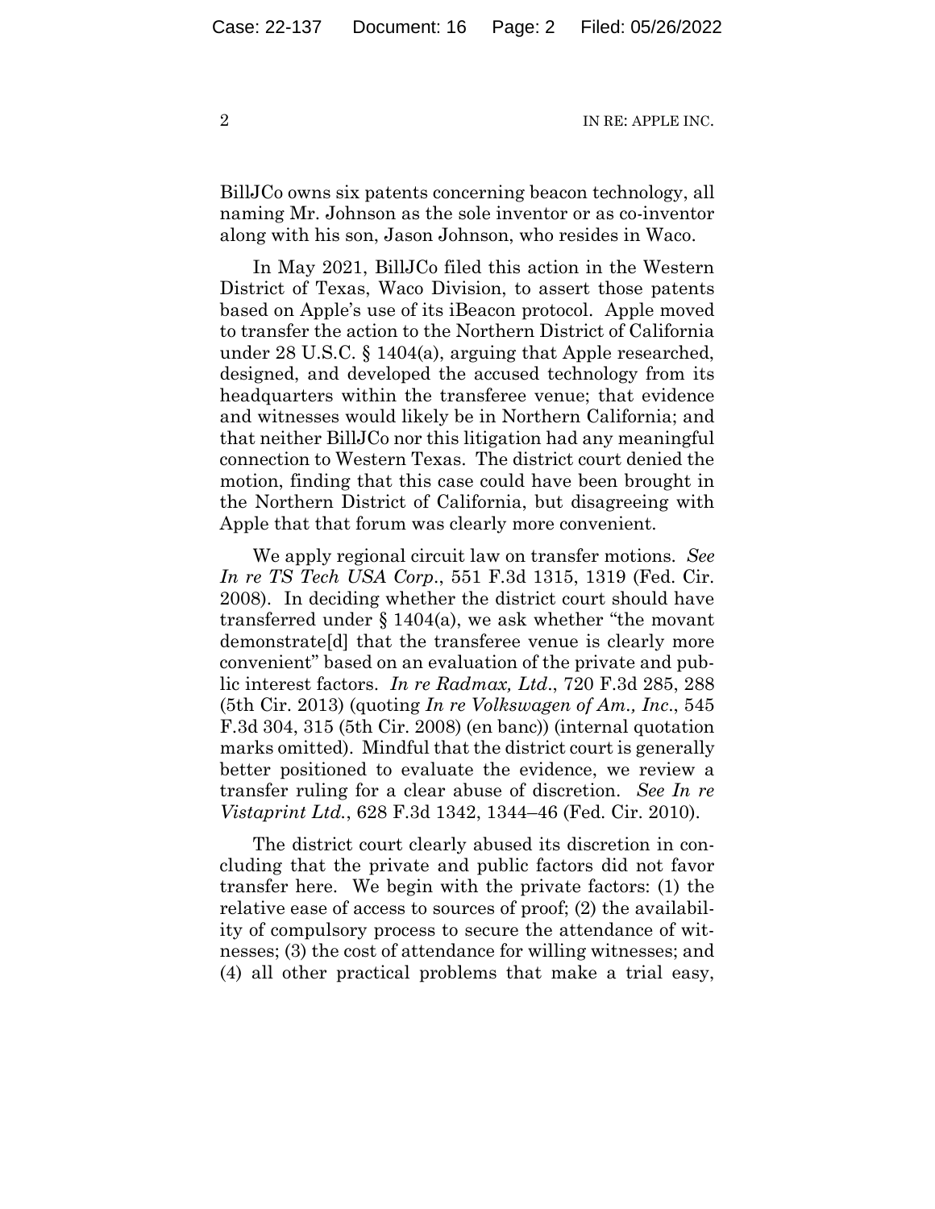BillJCo owns six patents concerning beacon technology, all naming Mr. Johnson as the sole inventor or as co-inventor along with his son, Jason Johnson, who resides in Waco.

In May 2021, BillJCo filed this action in the Western District of Texas, Waco Division, to assert those patents based on Apple's use of its iBeacon protocol. Apple moved to transfer the action to the Northern District of California under 28 U.S.C. § 1404(a), arguing that Apple researched, designed, and developed the accused technology from its headquarters within the transferee venue; that evidence and witnesses would likely be in Northern California; and that neither BillJCo nor this litigation had any meaningful connection to Western Texas. The district court denied the motion, finding that this case could have been brought in the Northern District of California, but disagreeing with Apple that that forum was clearly more convenient.

We apply regional circuit law on transfer motions. *See In re TS Tech USA Corp.*, 551 F.3d 1315, 1319 (Fed. Cir. 2008). In deciding whether the district court should have transferred under § 1404(a), we ask whether "the movant demonstrate[d] that the transferee venue is clearly more convenient" based on an evaluation of the private and public interest factors. *In re Radmax, Ltd.*, 720 F.3d 285, 288 (5th Cir. 2013) (quoting *In re Volkswagen of Am., Inc.*, 545 F.3d 304, 315 (5th Cir. 2008) (en banc)) (internal quotation marks omitted). Mindful that the district court is generally better positioned to evaluate the evidence, we review a transfer ruling for a clear abuse of discretion. *See In re Vistaprint Ltd.*, 628 F.3d 1342, 1344–46 (Fed. Cir. 2010).

The district court clearly abused its discretion in concluding that the private and public factors did not favor transfer here. We begin with the private factors: (1) the relative ease of access to sources of proof; (2) the availability of compulsory process to secure the attendance of witnesses; (3) the cost of attendance for willing witnesses; and (4) all other practical problems that make a trial easy,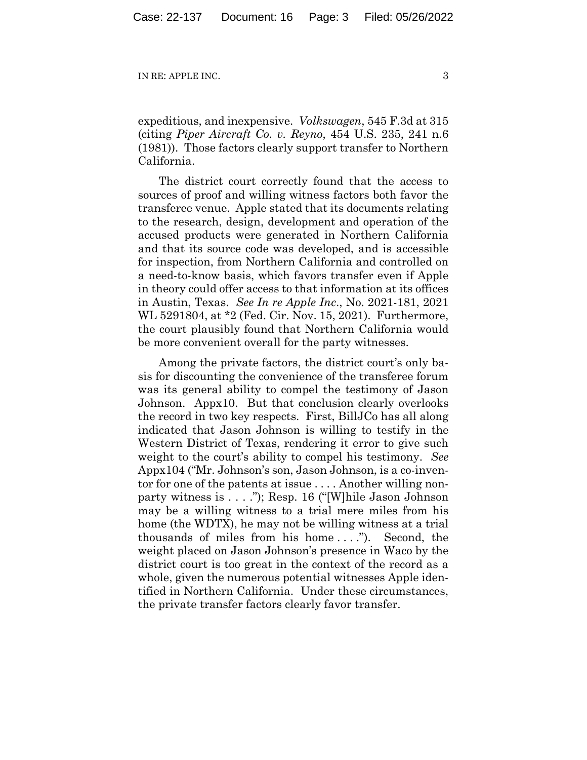expeditious, and inexpensive. *Volkswagen*, 545 F.3d at 315 (citing *Piper Aircraft Co. v. Reyno*, 454 U.S. 235, 241 n.6 (1981)). Those factors clearly support transfer to Northern California.

The district court correctly found that the access to sources of proof and willing witness factors both favor the transferee venue. Apple stated that its documents relating to the research, design, development and operation of the accused products were generated in Northern California and that its source code was developed, and is accessible for inspection, from Northern California and controlled on a need-to-know basis, which favors transfer even if Apple in theory could offer access to that information at its offices in Austin, Texas. *See In re Apple Inc.*, No. 2021-181, 2021 WL 5291804, at *2 (Fed. Cir. Nov. 15, 2021). Furthermore, the court plausibly found that Northern California would be more convenient overall for the party witnesses.

Among the private factors, the district court's only basis for discounting the convenience of the transferee forum was its general ability to compel the testimony of Jason Johnson. Appx10. But that conclusion clearly overlooks the record in two key respects. First, BillJCo has all along indicated that Jason Johnson is willing to testify in the Western District of Texas, rendering it error to give such weight to the court's ability to compel his testimony. *See* Appx104 ("Mr. Johnson's son, Jason Johnson, is a co-inventor for one of the patents at issue . . . . Another willing non-party witness is . . . ."); Resp. 16 ("[W]hile Jason Johnson may be a willing witness to a trial mere miles from his home (the WDTX), he may not be willing witness at a trial thousands of miles from his home . . . ."). Second, the weight placed on Jason Johnson's presence in Waco by the district court is too great in the context of the record as a whole, given the numerous potential witnesses Apple identified in Northern California. Under these circumstances, the private transfer factors clearly favor transfer.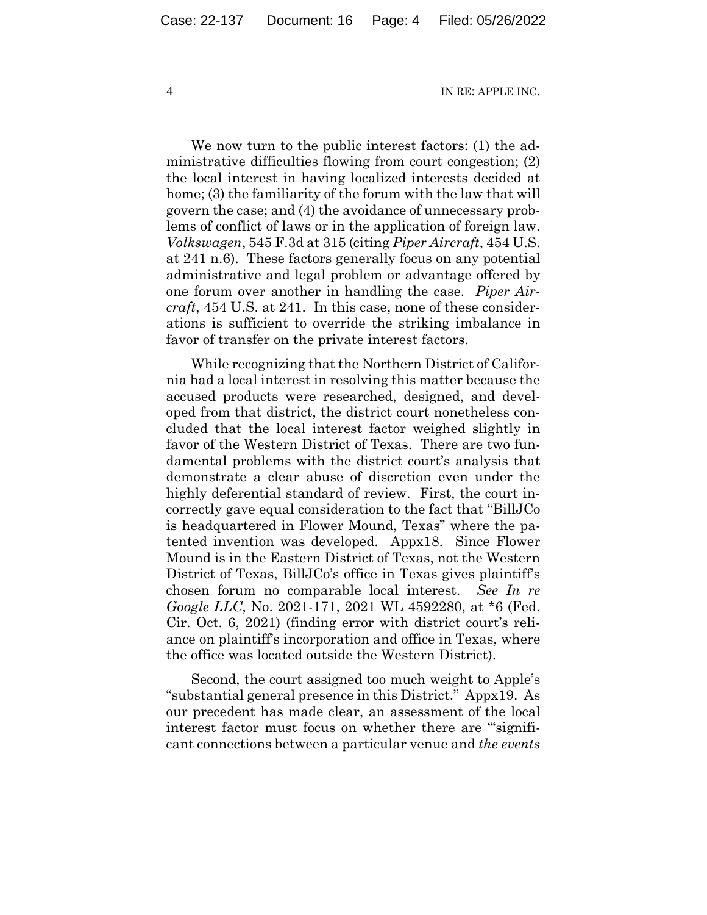We now turn to the public interest factors: (1) the administrative difficulties flowing from court congestion; (2) the local interest in having localized interests decided at home; (3) the familiarity of the forum with the law that will govern the case; and (4) the avoidance of unnecessary problems of conflict of laws or in the application of foreign law. *Volkswagen*, 545 F.3d at 315 (citing *Piper Aircraft*, 454 U.S. at 241 n.6). These factors generally focus on any potential administrative and legal problem or advantage offered by one forum over another in handling the case. *Piper Aircraft*, 454 U.S. at 241. In this case, none of these considerations is sufficient to override the striking imbalance in favor of transfer on the private interest factors.

While recognizing that the Northern District of California had a local interest in resolving this matter because the accused products were researched, designed, and developed from that district, the district court nonetheless concluded that the local interest factor weighed slightly in favor of the Western District of Texas. There are two fundamental problems with the district court's analysis that demonstrate a clear abuse of discretion even under the highly deferential standard of review. First, the court incorrectly gave equal consideration to the fact that "BillJCo is headquartered in Flower Mound, Texas" where the patented invention was developed. Appx18. Since Flower Mound is in the Eastern District of Texas, not the Western District of Texas, BillJCo's office in Texas gives plaintiff's chosen forum no comparable local interest. *See In re Google LLC*, No. 2021-171, 2021 WL 4592280, at \*6 (Fed. Cir. Oct. 6, 2021) (finding error with district court's reliance on plaintiff's incorporation and office in Texas, where the office was located outside the Western District).

Second, the court assigned too much weight to Apple's "substantial general presence in this District." Appx19. As our precedent has made clear, an assessment of the local interest factor must focus on whether there are "'significant connections between a particular venue and *the events*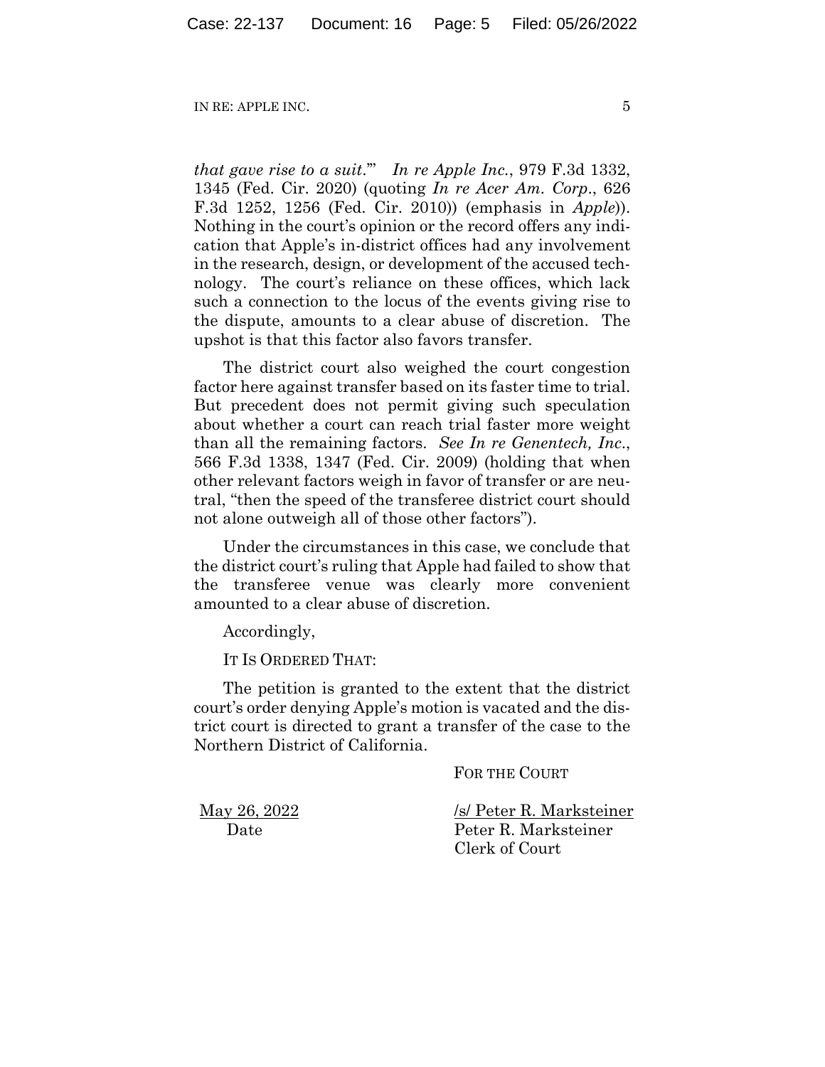*that gave rise to a suit*.'" *In re Apple Inc.*, 979 F.3d 1332, 1345 (Fed. Cir. 2020) (quoting *In re Acer Am. Corp.*, 626 F.3d 1252, 1256 (Fed. Cir. 2010)) (emphasis in *Apple*)). Nothing in the court's opinion or the record offers any indication that Apple's in-district offices had any involvement in the research, design, or development of the accused technology. The court's reliance on these offices, which lack such a connection to the locus of the events giving rise to the dispute, amounts to a clear abuse of discretion. The upshot is that this factor also favors transfer.

The district court also weighed the court congestion factor here against transfer based on its faster time to trial. But precedent does not permit giving such speculation about whether a court can reach trial faster more weight than all the remaining factors. *See In re Genentech, Inc.*, 566 F.3d 1338, 1347 (Fed. Cir. 2009) (holding that when other relevant factors weigh in favor of transfer or are neutral, "then the speed of the transferee district court should not alone outweigh all of those other factors").

Under the circumstances in this case, we conclude that the district court's ruling that Apple had failed to show that the transferee venue was clearly more convenient amounted to a clear abuse of discretion.

Accordingly,

IT IS ORDERED THAT:

The petition is granted to the extent that the district court's order denying Apple's motion is vacated and the district court is directed to grant a transfer of the case to the Northern District of California.

FOR THE COURT

May 26, 2022
Date

/s/ Peter R. Marksteiner
Peter R. Marksteiner
Clerk of Court